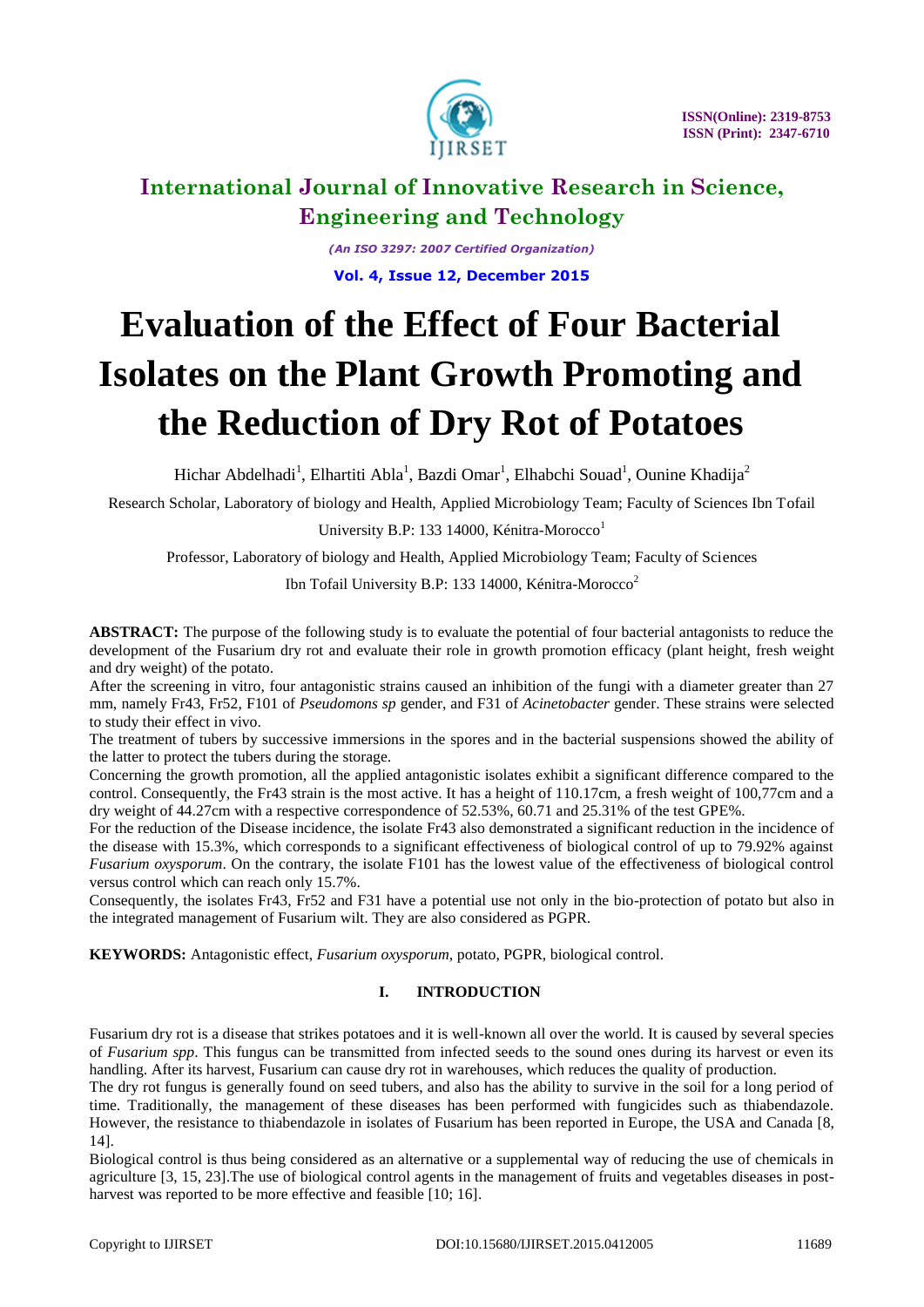# Evaluation of the Effect of Four Bacterial Isolates on the Plant Growth Promoting and the Reduction of Dry Rot of Potatoes

Hichar Abdelhadi[1], Elhartiti Abla[1], Bazdi Omar[1], Elhabchi Souad[1], Ounine Khadija[2]

Research Scholar, Laboratory of biology and Health, Applied Microbiology Team; Faculty of Sciences Ibn Tofail University B.P: 133 14000, Kénitra-Morocco[1]

Professor, Laboratory of biology and Health, Applied Microbiology Team; Faculty of Sciences Ibn Tofail University B.P: 133 14000, Kénitra-Morocco[2]

**ABSTRACT:** The purpose of the following study is to evaluate the potential of four bacterial antagonists to reduce the development of the Fusarium dry rot and evaluate their role in growth promotion efficacy (plant height, fresh weight and dry weight) of the potato.

After the screening in vitro, four antagonistic strains caused an inhibition of the fungi with a diameter greater than 27 mm, namely Fr43, Fr52, F101 of *Pseudomons sp* gender, and F31 of *Acinetobacter* gender. These strains were selected to study their effect in vivo.

The treatment of tubers by successive immersions in the spores and in the bacterial suspensions showed the ability of the latter to protect the tubers during the storage.

Concerning the growth promotion, all the applied antagonistic isolates exhibit a significant difference compared to the control. Consequently, the Fr43 strain is the most active. It has a height of 110.17cm, a fresh weight of 100,77cm and a dry weight of 44.27cm with a respective correspondence of 52.53%, 60.71 and 25.31% of the test GPE%.

For the reduction of the Disease incidence, the isolate Fr43 also demonstrated a significant reduction in the incidence of the disease with 15.3%, which corresponds to a significant effectiveness of biological control of up to 79.92% against *Fusarium oxysporum*. On the contrary, the isolate F101 has the lowest value of the effectiveness of biological control versus control which can reach only 15.7%.

Consequently, the isolates Fr43, Fr52 and F31 have a potential use not only in the bio-protection of potato but also in the integrated management of Fusarium wilt. They are also considered as PGPR.

**KEYWORDS:** Antagonistic effect, *Fusarium oxysporum*, potato, PGPR, biological control.

## I. INTRODUCTION

Fusarium dry rot is a disease that strikes potatoes and it is well-known all over the world. It is caused by several species of *Fusarium spp*. This fungus can be transmitted from infected seeds to the sound ones during its harvest or even its handling. After its harvest, Fusarium can cause dry rot in warehouses, which reduces the quality of production.

The dry rot fungus is generally found on seed tubers, and also has the ability to survive in the soil for a long period of time. Traditionally, the management of these diseases has been performed with fungicides such as thiabendazole. However, the resistance to thiabendazole in isolates of Fusarium has been reported in Europe, the USA and Canada [8, 14].

Biological control is thus being considered as an alternative or a supplemental way of reducing the use of chemicals in agriculture [3, 15, 23].The use of biological control agents in the management of fruits and vegetables diseases in post-harvest was reported to be more effective and feasible [10; 16].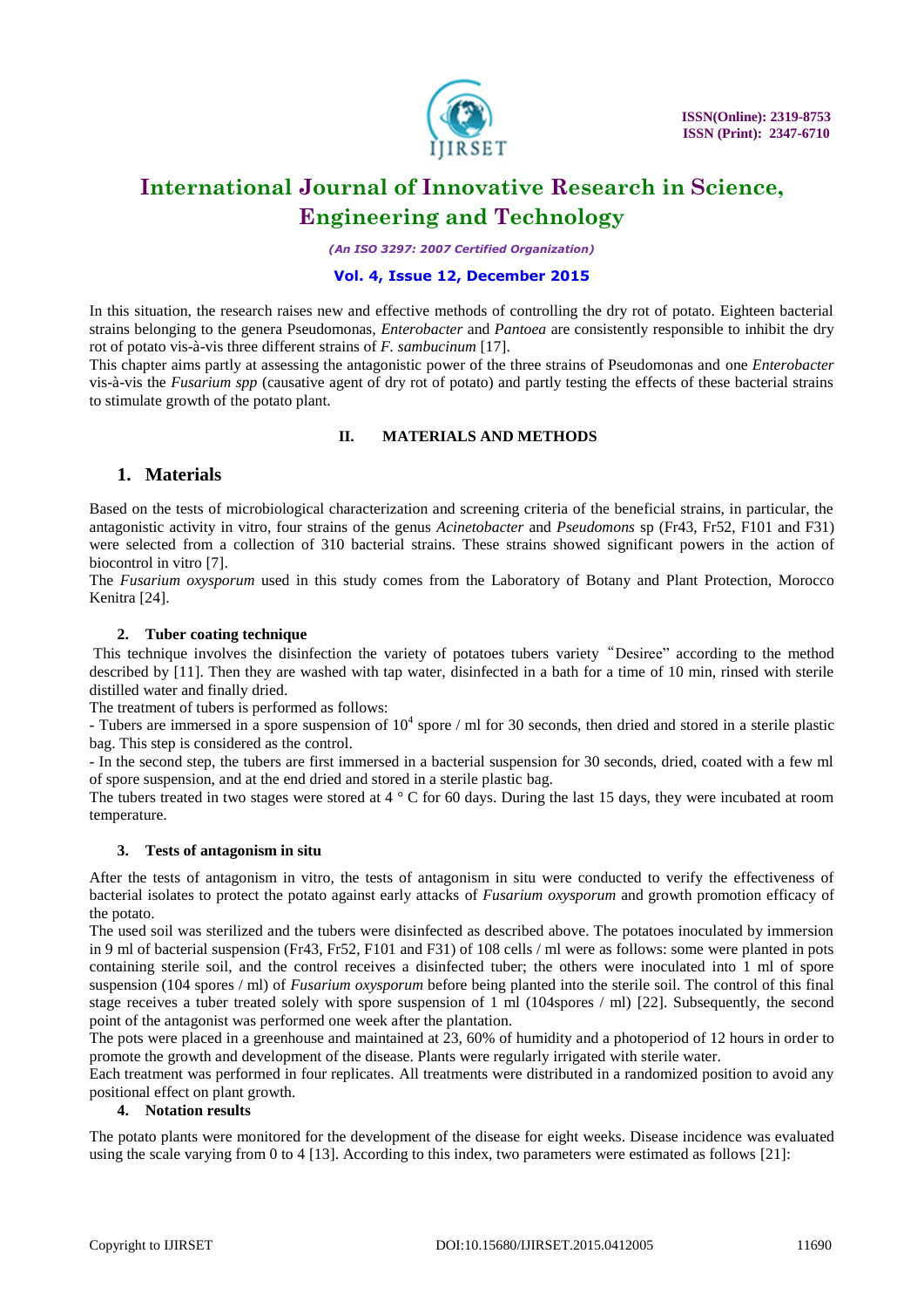In this situation, the research raises new and effective methods of controlling the dry rot of potato. Eighteen bacterial strains belonging to the genera Pseudomonas, *Enterobacter* and *Pantoea* are consistently responsible to inhibit the dry rot of potato vis-à-vis three different strains of *F. sambucinum* [17].

This chapter aims partly at assessing the antagonistic power of the three strains of Pseudomonas and one *Enterobacter* vis-à-vis the *Fusarium spp* (causative agent of dry rot of potato) and partly testing the effects of these bacterial strains to stimulate growth of the potato plant.

## II. MATERIALS AND METHODS

### 1. Materials

Based on the tests of microbiological characterization and screening criteria of the beneficial strains, in particular, the antagonistic activity in vitro, four strains of the genus *Acinetobacter* and *Pseudomons* sp (Fr43, Fr52, F101 and F31) were selected from a collection of 310 bacterial strains. These strains showed significant powers in the action of biocontrol in vitro [7].

The *Fusarium oxysporum* used in this study comes from the Laboratory of Botany and Plant Protection, Morocco Kenitra [24].

#### 2. Tuber coating technique

This technique involves the disinfection the variety of potatoes tubers variety "Desiree" according to the method described by [11]. Then they are washed with tap water, disinfected in a bath for a time of 10 min, rinsed with sterile distilled water and finally dried.

The treatment of tubers is performed as follows:

- Tubers are immersed in a spore suspension of $10^4$ spore / ml for 30 seconds, then dried and stored in a sterile plastic bag. This step is considered as the control.
- In the second step, the tubers are first immersed in a bacterial suspension for 30 seconds, dried, coated with a few ml of spore suspension, and at the end dried and stored in a sterile plastic bag.

The tubers treated in two stages were stored at 4 ° C for 60 days. During the last 15 days, they were incubated at room temperature.

#### 3. Tests of antagonism in situ

After the tests of antagonism in vitro, the tests of antagonism in situ were conducted to verify the effectiveness of bacterial isolates to protect the potato against early attacks of *Fusarium oxysporum* and growth promotion efficacy of the potato.

The used soil was sterilized and the tubers were disinfected as described above. The potatoes inoculated by immersion in 9 ml of bacterial suspension (Fr43, Fr52, F101 and F31) of 108 cells / ml were as follows: some were planted in pots containing sterile soil, and the control receives a disinfected tuber; the others were inoculated into 1 ml of spore suspension (104 spores / ml) of *Fusarium oxysporum* before being planted into the sterile soil. The control of this final stage receives a tuber treated solely with spore suspension of 1 ml (104spores / ml) [22]. Subsequently, the second point of the antagonist was performed one week after the plantation.

The pots were placed in a greenhouse and maintained at 23, 60% of humidity and a photoperiod of 12 hours in order to promote the growth and development of the disease. Plants were regularly irrigated with sterile water.

Each treatment was performed in four replicates. All treatments were distributed in a randomized position to avoid any positional effect on plant growth.

#### 4. Notation results

The potato plants were monitored for the development of the disease for eight weeks. Disease incidence was evaluated using the scale varying from 0 to 4 [13]. According to this index, two parameters were estimated as follows [21]: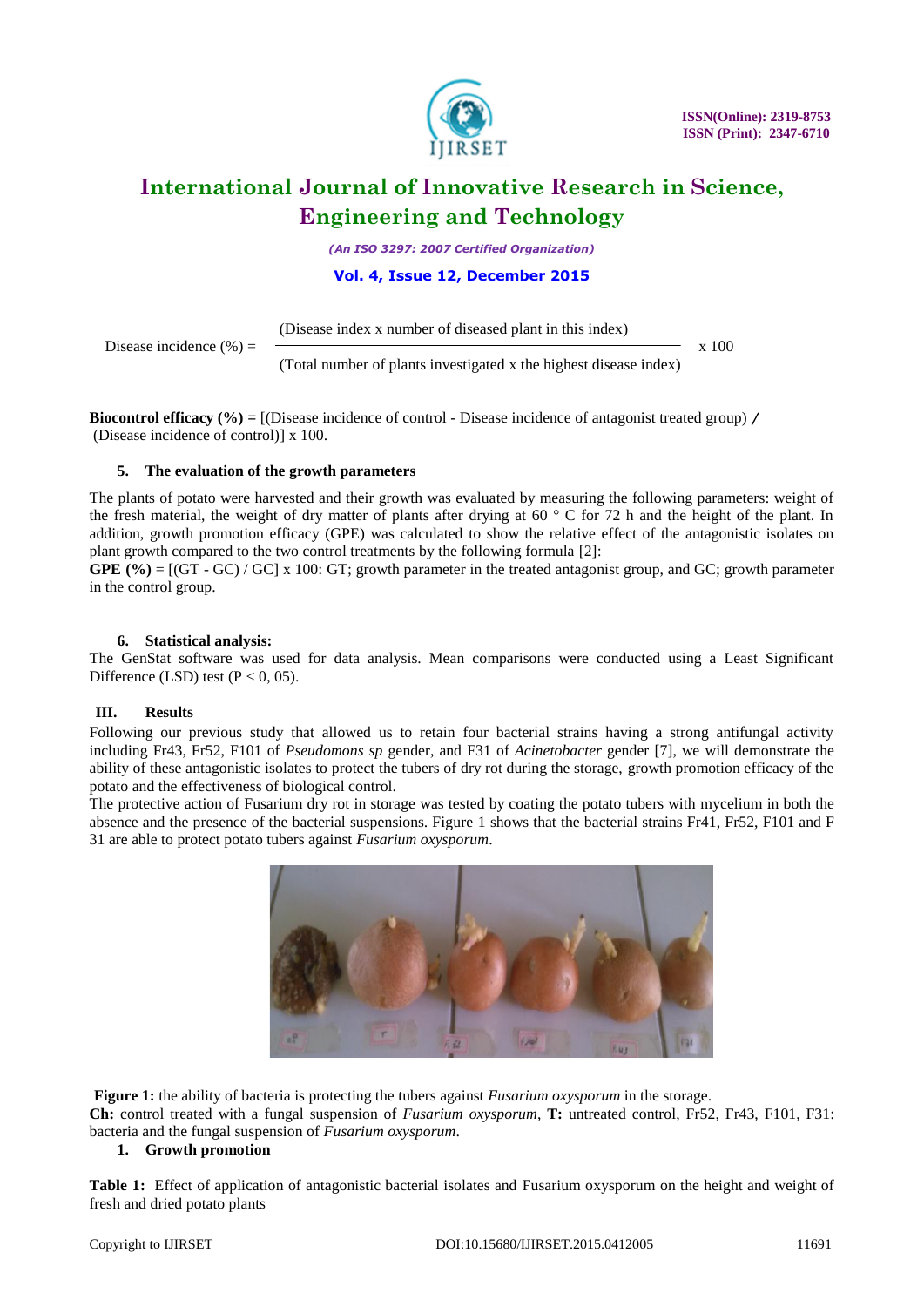$$\text{Disease incidence (\%)} = \frac{\text{(Disease index x number of diseased plant in this index)}}{\text{(Total number of plants investigated x the highest disease index)}} \times 100$$

**Biocontrol efficacy (%) =** [(Disease incidence of control - Disease incidence of antagonist treated group) / (Disease incidence of control)] x 100.

#### 5. The evaluation of the growth parameters

The plants of potato were harvested and their growth was evaluated by measuring the following parameters: weight of the fresh material, the weight of dry matter of plants after drying at 60 ° C for 72 h and the height of the plant. In addition, growth promotion efficacy (GPE) was calculated to show the relative effect of the antagonistic isolates on plant growth compared to the two control treatments by the following formula [2]:

**GPE (%)** = [(GT - GC) / GC] x 100: GT; growth parameter in the treated antagonist group, and GC; growth parameter in the control group.

#### 6. Statistical analysis:

The GenStat software was used for data analysis. Mean comparisons were conducted using a Least Significant Difference (LSD) test (P < 0, 05).

### III. Results

Following our previous study that allowed us to retain four bacterial strains having a strong antifungal activity including Fr43, Fr52, F101 of *Pseudomons sp* gender, and F31 of *Acinetobacter* gender [7], we will demonstrate the ability of these antagonistic isolates to protect the tubers of dry rot during the storage, growth promotion efficacy of the potato and the effectiveness of biological control.

The protective action of Fusarium dry rot in storage was tested by coating the potato tubers with mycelium in both the absence and the presence of the bacterial suspensions. Figure 1 shows that the bacterial strains Fr41, Fr52, F101 and F 31 are able to protect potato tubers against *Fusarium oxysporum*.

**Figure 1:** the ability of bacteria is protecting the tubers against *Fusarium oxysporum* in the storage.
**Ch:** control treated with a fungal suspension of *Fusarium oxysporum*, **T:** untreated control, Fr52, Fr43, F101, F31: bacteria and the fungal suspension of *Fusarium oxysporum*.

#### 1. Growth promotion

**Table 1:** Effect of application of antagonistic bacterial isolates and Fusarium oxysporum on the height and weight of fresh and dried potato plants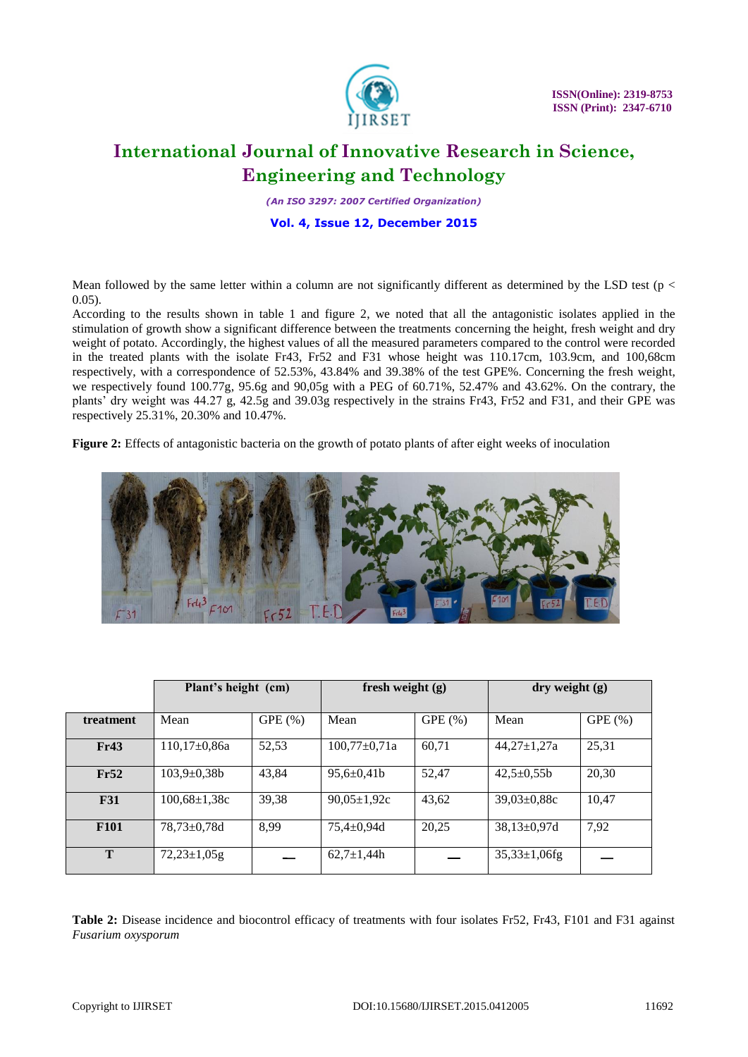Mean followed by the same letter within a column are not significantly different as determined by the LSD test ($p < 0.05$).

According to the results shown in table 1 and figure 2, we noted that all the antagonistic isolates applied in the stimulation of growth show a significant difference between the treatments concerning the height, fresh weight and dry weight of potato. Accordingly, the highest values of all the measured parameters compared to the control were recorded in the treated plants with the isolate Fr43, Fr52 and F31 whose height was 110.17cm, 103.9cm, and 100,68cm respectively, with a correspondence of 52.53%, 43.84% and 39.38% of the test GPE%. Concerning the fresh weight, we respectively found 100.77g, 95.6g and 90,05g with a PEG of 60.71%, 52.47% and 43.62%. On the contrary, the plants' dry weight was 44.27 g, 42.5g and 39.03g respectively in the strains Fr43, Fr52 and F31, and their GPE was respectively 25.31%, 20.30% and 10.47%.

**Figure 2:** Effects of antagonistic bacteria on the growth of potato plants of after eight weeks of inoculation

| | Plant's height (cm) | | fresh weight (g) | | dry weight (g) | |
|---|---|---|---|---|---|---|
| **treatment** | Mean | GPE (%) | Mean | GPE (%) | Mean | GPE (%) |
| **Fr43** | 110,17±0,86a | 52,53 | 100,77±0,71a | 60,71 | 44,27±1,27a | 25,31 |
| **Fr52** | 103,9±0,38b | 43,84 | 95,6±0,41b | 52,47 | 42,5±0,55b | 20,30 |
| **F31** | 100,68±1,38c | 39,38 | 90,05±1,92c | 43,62 | 39,03±0,88c | 10,47 |
| **F101** | 78,73±0,78d | 8,99 | 75,4±0,94d | 20,25 | 38,13±0,97d | 7,92 |
| **T** | 72,23±1,05g | — | 62,7±1,44h | — | 35,33±1,06fg | — |

**Table 2:** Disease incidence and biocontrol efficacy of treatments with four isolates Fr52, Fr43, F101 and F31 against *Fusarium oxysporum*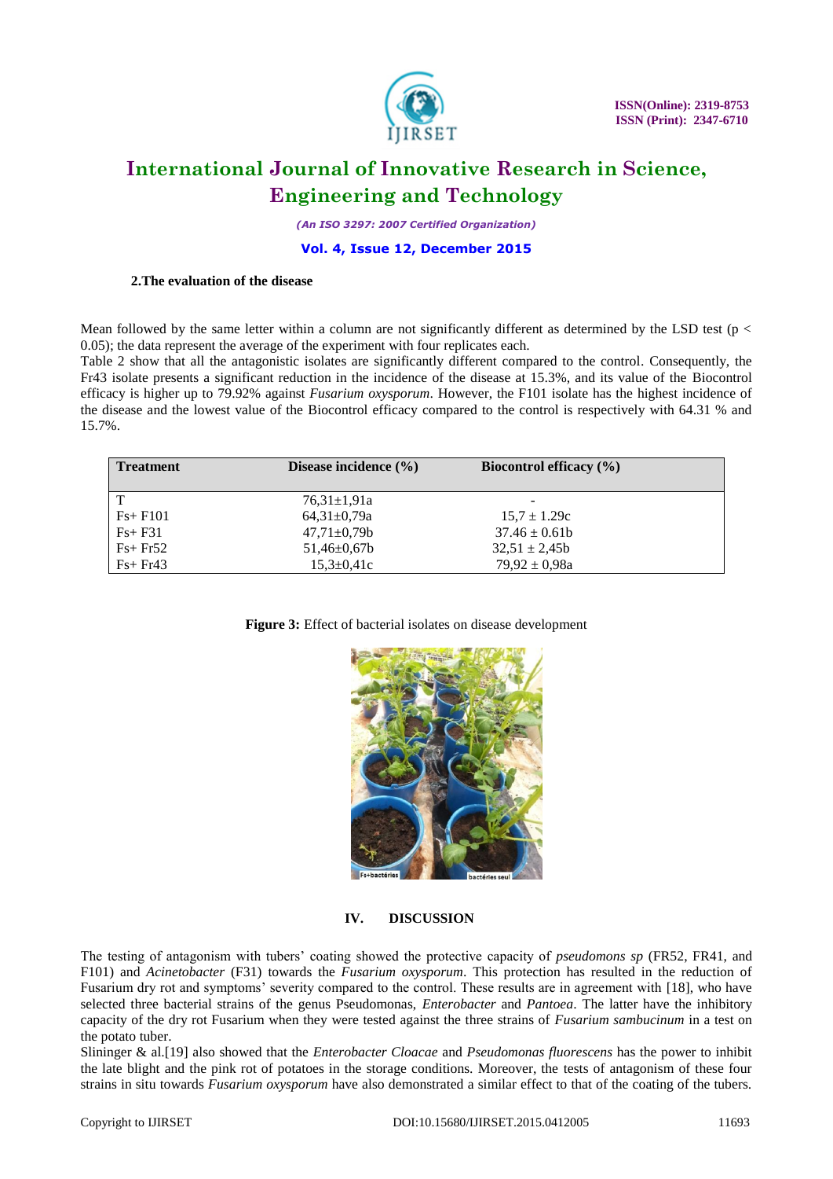**2.The evaluation of the disease**

Mean followed by the same letter within a column are not significantly different as determined by the LSD test ($p < 0.05$); the data represent the average of the experiment with four replicates each.
Table 2 show that all the antagonistic isolates are significantly different compared to the control. Consequently, the Fr43 isolate presents a significant reduction in the incidence of the disease at 15.3%, and its value of the Biocontrol efficacy is higher up to 79.92% against *Fusarium oxysporum*. However, the F101 isolate has the highest incidence of the disease and the lowest value of the Biocontrol efficacy compared to the control is respectively with 64.31 % and 15.7%.

| Treatment | Disease incidence (%) | Biocontrol efficacy (%) |
|---|---|---|
| T | 76,31±1,91a | - |
| Fs+ F101 | 64,31±0,79a | 15,7 ± 1.29c |
| Fs+ F31 | 47,71±0,79b | 37.46 ± 0.61b |
| Fs+ Fr52 | 51,46±0,67b | 32,51 ± 2,45b |
| Fs+ Fr43 | 15,3±0,41c | 79,92 ± 0,98a |

**Figure 3:** Effect of bacterial isolates on disease development

## IV. DISCUSSION

The testing of antagonism with tubers' coating showed the protective capacity of *pseudomons sp* (FR52, FR41, and F101) and *Acinetobacter* (F31) towards the *Fusarium oxysporum*. This protection has resulted in the reduction of Fusarium dry rot and symptoms' severity compared to the control. These results are in agreement with [18], who have selected three bacterial strains of the genus Pseudomonas, *Enterobacter* and *Pantoea*. The latter have the inhibitory capacity of the dry rot Fusarium when they were tested against the three strains of *Fusarium sambucinum* in a test on the potato tuber.
Slininger & al.[19] also showed that the *Enterobacter Cloacae* and *Pseudomonas fluorescens* has the power to inhibit the late blight and the pink rot of potatoes in the storage conditions. Moreover, the tests of antagonism of these four strains in situ towards *Fusarium oxysporum* have also demonstrated a similar effect to that of the coating of the tubers.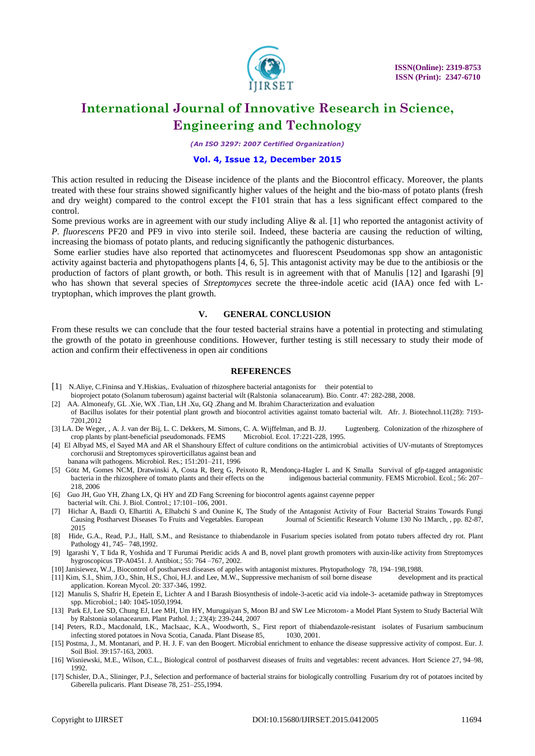This action resulted in reducing the Disease incidence of the plants and the Biocontrol efficacy. Moreover, the plants treated with these four strains showed significantly higher values of the height and the bio-mass of potato plants (fresh and dry weight) compared to the control except the F101 strain that has a less significant effect compared to the control.

Some previous works are in agreement with our study including Aliye & al. [1] who reported the antagonist activity of *P. fluorescens* PF20 and PF9 in vivo into sterile soil. Indeed, these bacteria are causing the reduction of wilting, increasing the biomass of potato plants, and reducing significantly the pathogenic disturbances.

Some earlier studies have also reported that actinomycetes and fluorescent Pseudomonas spp show an antagonistic activity against bacteria and phytopathogens plants [4, 6, 5]. This antagonist activity may be due to the antibiosis or the production of factors of plant growth, or both. This result is in agreement with that of Manulis [12] and Igarashi [9] who has shown that several species of *Streptomyces* secrete the three-indole acetic acid (IAA) once fed with L-tryptophan, which improves the plant growth.

## V. GENERAL CONCLUSION

From these results we can conclude that the four tested bacterial strains have a potential in protecting and stimulating the growth of the potato in greenhouse conditions. However, further testing is still necessary to study their mode of action and confirm their effectiveness in open air conditions

## REFERENCES

[1] N.Aliye, C.Fininsa and Y.Hiskias,. Evaluation of rhizosphere bacterial antagonists for their potential to bioproject potato (Solanum tuberosum) against bacterial wilt (Ralstonia solanacearum). Bio. Contr. 47: 282-288, 2008.

[2] AA. Almoneafy, GL .Xie, WX .Tian, LH .Xu, GQ .Zhang and M. Ibrahim Characterization and evaluation of Bacillus isolates for their potential plant growth and biocontrol activities against tomato bacterial wilt. Afr. J. Biotechnol.11(28): 7193-7201,2012

[3] LA. De Weger, , A. J. van der Bij, L. C. Dekkers, M. Simons, C. A. Wijffelman, and B. JJ. Lugtenberg. Colonization of the rhizosphere of crop plants by plant-beneficial pseudomonads. FEMS Microbiol. Ecol. 17:221-228, 1995.

[4] El Albyad MS, el Sayed MA and AR el Shanshoury Effect of culture conditions on the antimicrobial activities of UV-mutants of Streptomyces corchorusii and Streptomyces spiroverticillatus against bean and banana wilt pathogens. Microbiol. Res.; 151:201–211, 1996

[5] Götz M, Gomes NCM, Dratwinski A, Costa R, Berg G, Peixoto R, Mendonça-Hagler L and K Smalla Survival of gfp-tagged antagonistic bacteria in the rhizosphere of tomato plants and their effects on the indigenous bacterial community. FEMS Microbiol. Ecol.; 56: 207–218, 2006

[6] Guo JH, Guo YH, Zhang LX, Qi HY and ZD Fang Screening for biocontrol agents against cayenne pepper bacterial wilt. Chi. J. Biol. Control.; 17:101–106, 2001.

[7] Hichar A, Bazdi O, Elhartiti A, Elhabchi S and Ounine K, The Study of the Antagonist Activity of Four Bacterial Strains Towards Fungi Causing Postharvest Diseases To Fruits and Vegetables. European Journal of Scientific Research Volume 130 No 1March, , pp. 82-87, 2015

[8] Hide, G.A., Read, P.J., Hall, S.M., and Resistance to thiabendazole in Fusarium species isolated from potato tubers affected dry rot. Plant Pathology 41, 745– 748,1992.

[9] Igarashi Y, T Iida R, Yoshida and T Furumai Pteridic acids A and B, novel plant growth promoters with auxin-like activity from Streptomyces hygroscopicus TP-A0451. J. Antibiot.; 55: 764 –767, 2002.

[10] Janisiewez, W.J., Biocontrol of postharvest diseases of apples with antagonist mixtures. Phytopathology 78, 194–198,1988.

[11] Kim, S.I., Shim, J.O., Shin, H.S., Choi, H.J. and Lee, M.W., Suppressive mechanism of soil borne disease development and its practical application. Korean Mycol. 20: 337-346, 1992.

[12] Manulis S, Shafrir H, Epetein E, Lichter A and I Barash Biosynthesis of indole-3-acetic acid via indole-3- acetamide pathway in Streptomyces spp. Microbiol.; 140: 1045-1050,1994.

[13] Park EJ, Lee SD, Chung EJ, Lee MH, Um HY, Murugaiyan S, Moon BJ and SW Lee Microtom- a Model Plant System to Study Bacterial Wilt by Ralstonia solanacearum. Plant Pathol. J.; 23(4): 239-244, 2007

[14] Peters, R.D., Macdonald, I.K., MacIsaac, K.A., Woodworth, S., First report of thiabendazole-resistant isolates of Fusarium sambucinum infecting stored potatoes in Nova Scotia, Canada. Plant Disease 85, 1030, 2001.

[15] Postma, J., M. Montanari, and P. H. J. F. van den Boogert. Microbial enrichment to enhance the disease suppressive activity of compost. Eur. J. Soil Biol. 39:157-163, 2003.

[16] Wisniewski, M.E., Wilson, C.L., Biological control of postharvest diseases of fruits and vegetables: recent advances. Hort Science 27, 94–98, 1992.

[17] Schisler, D.A., Slininger, P.J., Selection and performance of bacterial strains for biologically controlling Fusarium dry rot of potatoes incited by Giberella pulicaris. Plant Disease 78, 251–255,1994.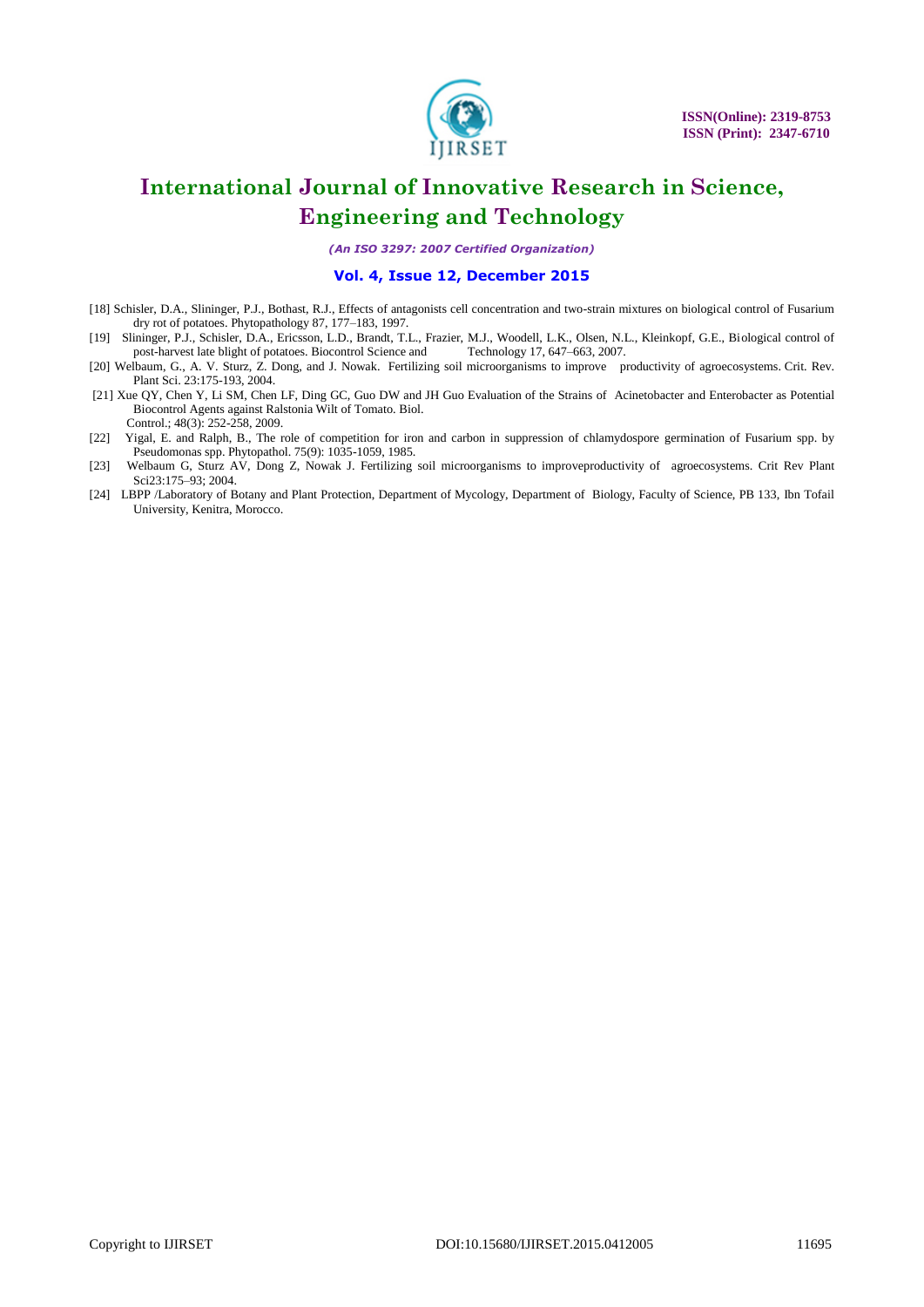[18] Schisler, D.A., Slininger, P.J., Bothast, R.J., Effects of antagonists cell concentration and two-strain mixtures on biological control of Fusarium dry rot of potatoes. Phytopathology 87, 177–183, 1997.

[19] Slininger, P.J., Schisler, D.A., Ericsson, L.D., Brandt, T.L., Frazier, M.J., Woodell, L.K., Olsen, N.L., Kleinkopf, G.E., Biological control of post-harvest late blight of potatoes. Biocontrol Science and Technology 17, 647–663, 2007.

[20] Welbaum, G., A. V. Sturz, Z. Dong, and J. Nowak. Fertilizing soil microorganisms to improve productivity of agroecosystems. Crit. Rev. Plant Sci. 23:175-193, 2004.

[21] Xue QY, Chen Y, Li SM, Chen LF, Ding GC, Guo DW and JH Guo Evaluation of the Strains of Acinetobacter and Enterobacter as Potential Biocontrol Agents against Ralstonia Wilt of Tomato. Biol. Control.; 48(3): 252-258, 2009.

[22] Yigal, E. and Ralph, B., The role of competition for iron and carbon in suppression of chlamydospore germination of Fusarium spp. by Pseudomonas spp. Phytopathol. 75(9): 1035-1059, 1985.

[23] Welbaum G, Sturz AV, Dong Z, Nowak J. Fertilizing soil microorganisms to improveproductivity of agroecosystems. Crit Rev Plant Sci23:175–93; 2004.

[24] LBPP /Laboratory of Botany and Plant Protection, Department of Mycology, Department of Biology, Faculty of Science, PB 133, Ibn Tofail University, Kenitra, Morocco.